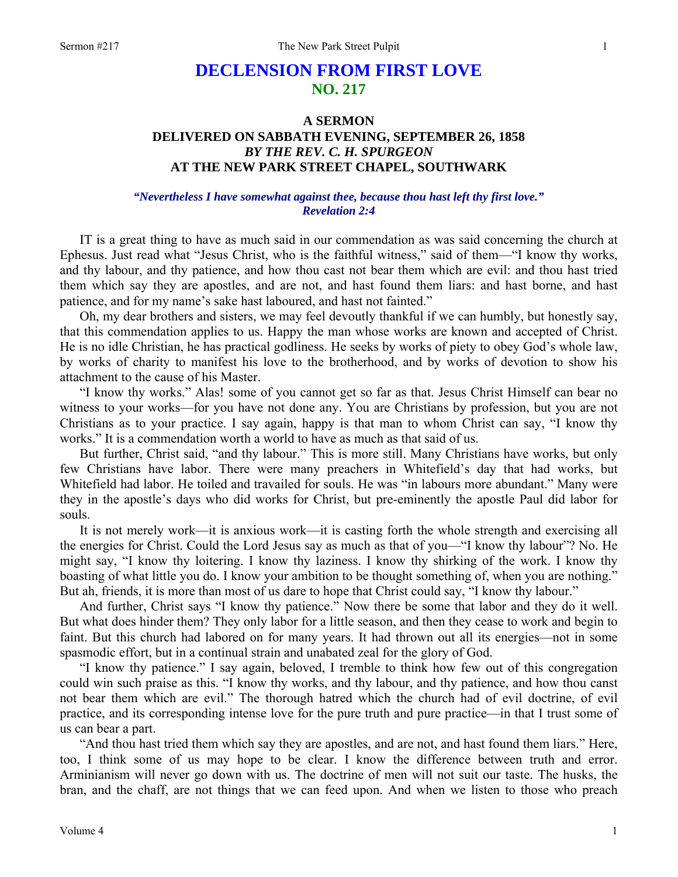# DECLENSION FROM FIRST LOVE
## NO. 217

### A SERMON
### DELIVERED ON SABBATH EVENING, SEPTEMBER 26, 1858
### *BY THE REV. C. H. SPURGEON*
### AT THE NEW PARK STREET CHAPEL, SOUTHWARK

***"Nevertheless I have somewhat against thee, because thou hast left thy first love." Revelation 2:4***

IT is a great thing to have as much said in our commendation as was said concerning the church at Ephesus. Just read what "Jesus Christ, who is the faithful witness," said of them—"I know thy works, and thy labour, and thy patience, and how thou cast not bear them which are evil: and thou hast tried them which say they are apostles, and are not, and hast found them liars: and hast borne, and hast patience, and for my name's sake hast laboured, and hast not fainted."

Oh, my dear brothers and sisters, we may feel devoutly thankful if we can humbly, but honestly say, that this commendation applies to us. Happy the man whose works are known and accepted of Christ. He is no idle Christian, he has practical godliness. He seeks by works of piety to obey God's whole law, by works of charity to manifest his love to the brotherhood, and by works of devotion to show his attachment to the cause of his Master.

"I know thy works." Alas! some of you cannot get so far as that. Jesus Christ Himself can bear no witness to your works—for you have not done any. You are Christians by profession, but you are not Christians as to your practice. I say again, happy is that man to whom Christ can say, "I know thy works." It is a commendation worth a world to have as much as that said of us.

But further, Christ said, "and thy labour." This is more still. Many Christians have works, but only few Christians have labor. There were many preachers in Whitefield's day that had works, but Whitefield had labor. He toiled and travailed for souls. He was "in labours more abundant." Many were they in the apostle's days who did works for Christ, but pre-eminently the apostle Paul did labor for souls.

It is not merely work—it is anxious work—it is casting forth the whole strength and exercising all the energies for Christ. Could the Lord Jesus say as much as that of you—"I know thy labour"? No. He might say, "I know thy loitering. I know thy laziness. I know thy shirking of the work. I know thy boasting of what little you do. I know your ambition to be thought something of, when you are nothing." But ah, friends, it is more than most of us dare to hope that Christ could say, "I know thy labour."

And further, Christ says "I know thy patience." Now there be some that labor and they do it well. But what does hinder them? They only labor for a little season, and then they cease to work and begin to faint. But this church had labored on for many years. It had thrown out all its energies—not in some spasmodic effort, but in a continual strain and unabated zeal for the glory of God.

"I know thy patience." I say again, beloved, I tremble to think how few out of this congregation could win such praise as this. "I know thy works, and thy labour, and thy patience, and how thou canst not bear them which are evil." The thorough hatred which the church had of evil doctrine, of evil practice, and its corresponding intense love for the pure truth and pure practice—in that I trust some of us can bear a part.

"And thou hast tried them which say they are apostles, and are not, and hast found them liars." Here, too, I think some of us may hope to be clear. I know the difference between truth and error. Arminianism will never go down with us. The doctrine of men will not suit our taste. The husks, the bran, and the chaff, are not things that we can feed upon. And when we listen to those who preach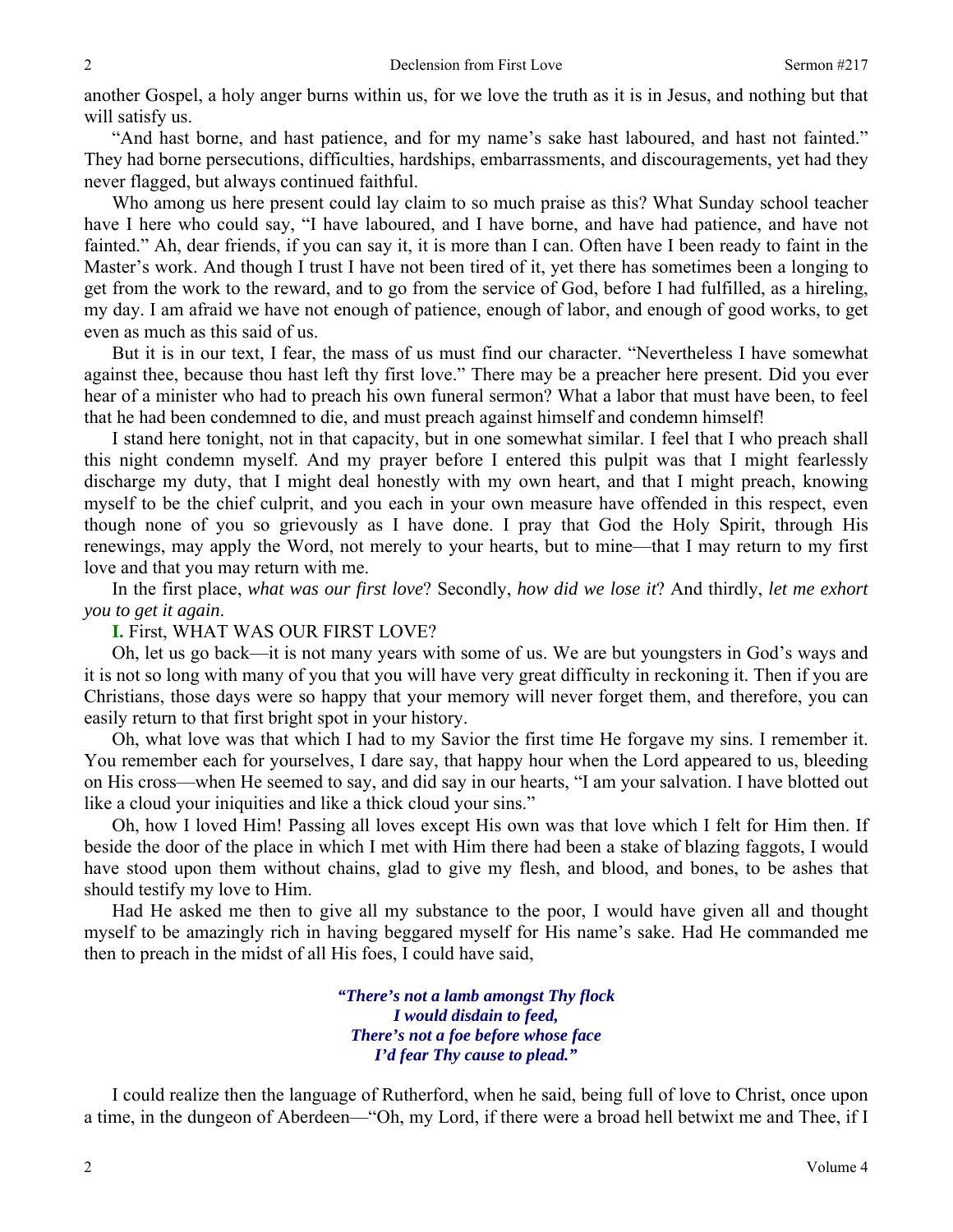another Gospel, a holy anger burns within us, for we love the truth as it is in Jesus, and nothing but that will satisfy us.

"And hast borne, and hast patience, and for my name's sake hast laboured, and hast not fainted." They had borne persecutions, difficulties, hardships, embarrassments, and discouragements, yet had they never flagged, but always continued faithful.

Who among us here present could lay claim to so much praise as this? What Sunday school teacher have I here who could say, "I have laboured, and I have borne, and have had patience, and have not fainted." Ah, dear friends, if you can say it, it is more than I can. Often have I been ready to faint in the Master's work. And though I trust I have not been tired of it, yet there has sometimes been a longing to get from the work to the reward, and to go from the service of God, before I had fulfilled, as a hireling, my day. I am afraid we have not enough of patience, enough of labor, and enough of good works, to get even as much as this said of us.

But it is in our text, I fear, the mass of us must find our character. "Nevertheless I have somewhat against thee, because thou hast left thy first love." There may be a preacher here present. Did you ever hear of a minister who had to preach his own funeral sermon? What a labor that must have been, to feel that he had been condemned to die, and must preach against himself and condemn himself!

I stand here tonight, not in that capacity, but in one somewhat similar. I feel that I who preach shall this night condemn myself. And my prayer before I entered this pulpit was that I might fearlessly discharge my duty, that I might deal honestly with my own heart, and that I might preach, knowing myself to be the chief culprit, and you each in your own measure have offended in this respect, even though none of you so grievously as I have done. I pray that God the Holy Spirit, through His renewings, may apply the Word, not merely to your hearts, but to mine—that I may return to my first love and that you may return with me.

In the first place, *what was our first love*? Secondly, *how did we lose it*? And thirdly, *let me exhort you to get it again*.

**I.** First, WHAT WAS OUR FIRST LOVE?

Oh, let us go back—it is not many years with some of us. We are but youngsters in God's ways and it is not so long with many of you that you will have very great difficulty in reckoning it. Then if you are Christians, those days were so happy that your memory will never forget them, and therefore, you can easily return to that first bright spot in your history.

Oh, what love was that which I had to my Savior the first time He forgave my sins. I remember it. You remember each for yourselves, I dare say, that happy hour when the Lord appeared to us, bleeding on His cross—when He seemed to say, and did say in our hearts, "I am your salvation. I have blotted out like a cloud your iniquities and like a thick cloud your sins."

Oh, how I loved Him! Passing all loves except His own was that love which I felt for Him then. If beside the door of the place in which I met with Him there had been a stake of blazing faggots, I would have stood upon them without chains, glad to give my flesh, and blood, and bones, to be ashes that should testify my love to Him.

Had He asked me then to give all my substance to the poor, I would have given all and thought myself to be amazingly rich in having beggared myself for His name's sake. Had He commanded me then to preach in the midst of all His foes, I could have said,

> ***"There's not a lamb amongst Thy flock***
> ***I would disdain to feed,***
> ***There's not a foe before whose face***
> ***I'd fear Thy cause to plead."***

I could realize then the language of Rutherford, when he said, being full of love to Christ, once upon a time, in the dungeon of Aberdeen—"Oh, my Lord, if there were a broad hell betwixt me and Thee, if I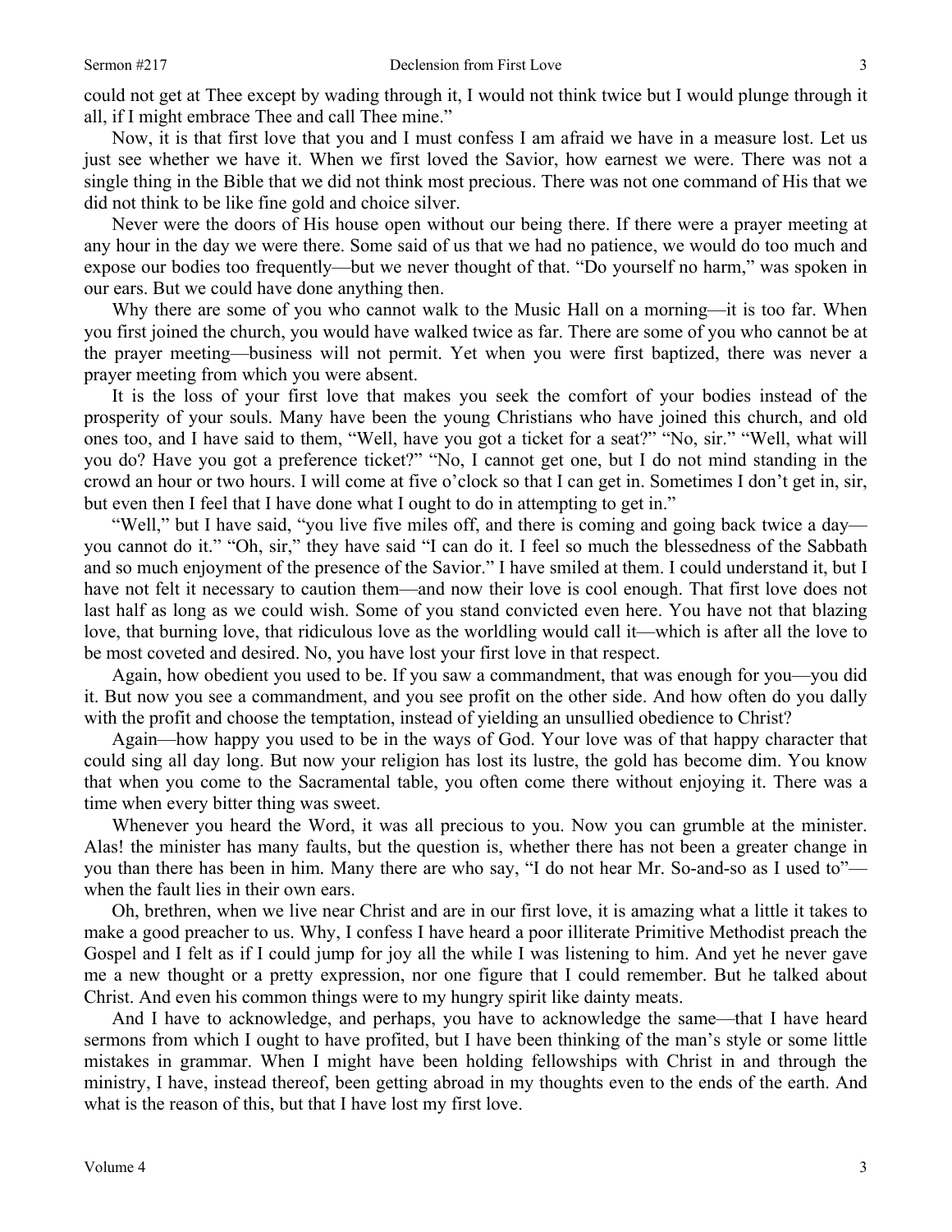could not get at Thee except by wading through it, I would not think twice but I would plunge through it all, if I might embrace Thee and call Thee mine."

Now, it is that first love that you and I must confess I am afraid we have in a measure lost. Let us just see whether we have it. When we first loved the Savior, how earnest we were. There was not a single thing in the Bible that we did not think most precious. There was not one command of His that we did not think to be like fine gold and choice silver.

Never were the doors of His house open without our being there. If there were a prayer meeting at any hour in the day we were there. Some said of us that we had no patience, we would do too much and expose our bodies too frequently—but we never thought of that. "Do yourself no harm," was spoken in our ears. But we could have done anything then.

Why there are some of you who cannot walk to the Music Hall on a morning—it is too far. When you first joined the church, you would have walked twice as far. There are some of you who cannot be at the prayer meeting—business will not permit. Yet when you were first baptized, there was never a prayer meeting from which you were absent.

It is the loss of your first love that makes you seek the comfort of your bodies instead of the prosperity of your souls. Many have been the young Christians who have joined this church, and old ones too, and I have said to them, "Well, have you got a ticket for a seat?" "No, sir." "Well, what will you do? Have you got a preference ticket?" "No, I cannot get one, but I do not mind standing in the crowd an hour or two hours. I will come at five o'clock so that I can get in. Sometimes I don't get in, sir, but even then I feel that I have done what I ought to do in attempting to get in."

"Well," but I have said, "you live five miles off, and there is coming and going back twice a day—you cannot do it." "Oh, sir," they have said "I can do it. I feel so much the blessedness of the Sabbath and so much enjoyment of the presence of the Savior." I have smiled at them. I could understand it, but I have not felt it necessary to caution them—and now their love is cool enough. That first love does not last half as long as we could wish. Some of you stand convicted even here. You have not that blazing love, that burning love, that ridiculous love as the worldling would call it—which is after all the love to be most coveted and desired. No, you have lost your first love in that respect.

Again, how obedient you used to be. If you saw a commandment, that was enough for you—you did it. But now you see a commandment, and you see profit on the other side. And how often do you dally with the profit and choose the temptation, instead of yielding an unsullied obedience to Christ?

Again—how happy you used to be in the ways of God. Your love was of that happy character that could sing all day long. But now your religion has lost its lustre, the gold has become dim. You know that when you come to the Sacramental table, you often come there without enjoying it. There was a time when every bitter thing was sweet.

Whenever you heard the Word, it was all precious to you. Now you can grumble at the minister. Alas! the minister has many faults, but the question is, whether there has not been a greater change in you than there has been in him. Many there are who say, "I do not hear Mr. So-and-so as I used to"—when the fault lies in their own ears.

Oh, brethren, when we live near Christ and are in our first love, it is amazing what a little it takes to make a good preacher to us. Why, I confess I have heard a poor illiterate Primitive Methodist preach the Gospel and I felt as if I could jump for joy all the while I was listening to him. And yet he never gave me a new thought or a pretty expression, nor one figure that I could remember. But he talked about Christ. And even his common things were to my hungry spirit like dainty meats.

And I have to acknowledge, and perhaps, you have to acknowledge the same—that I have heard sermons from which I ought to have profited, but I have been thinking of the man's style or some little mistakes in grammar. When I might have been holding fellowships with Christ in and through the ministry, I have, instead thereof, been getting abroad in my thoughts even to the ends of the earth. And what is the reason of this, but that I have lost my first love.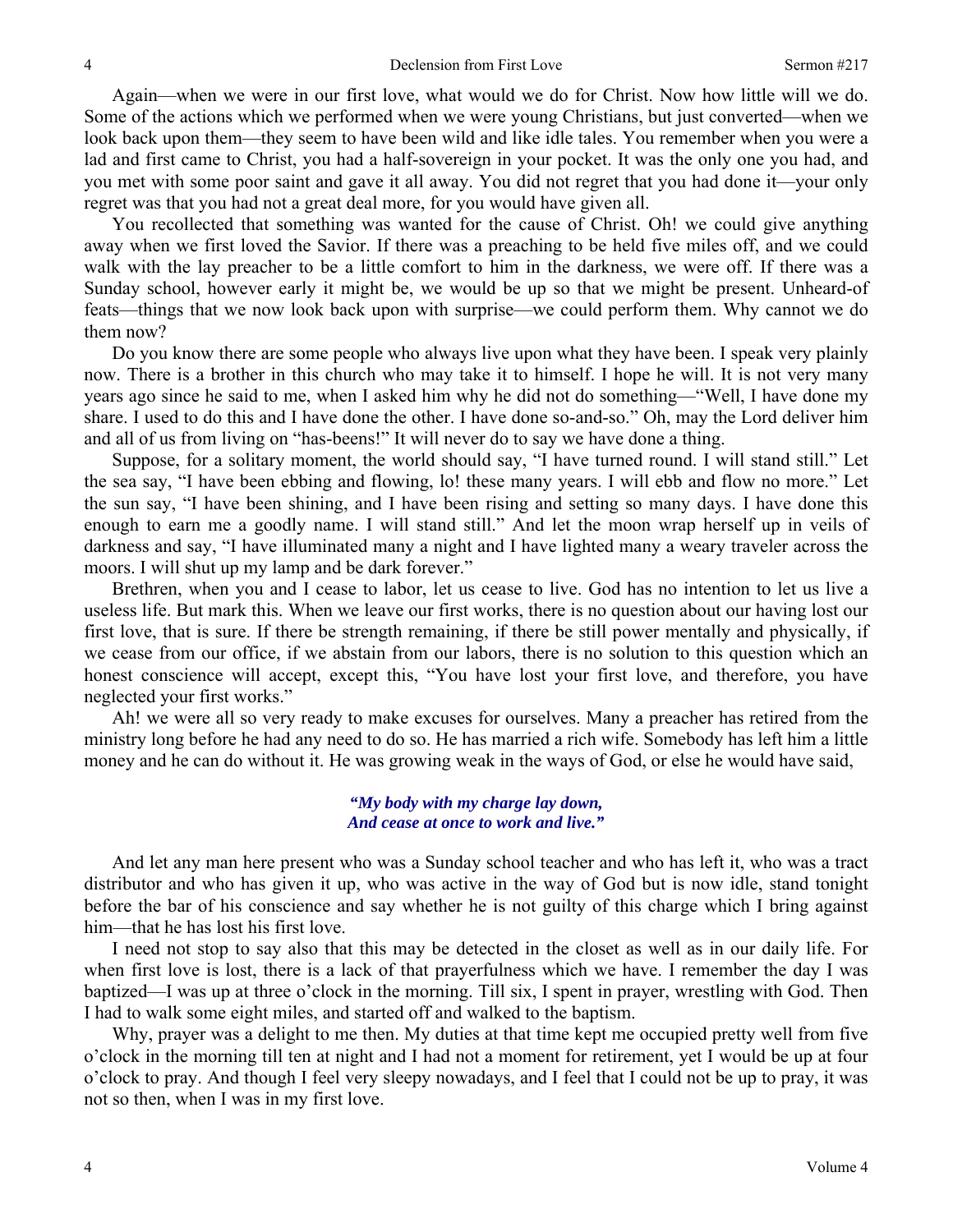Again—when we were in our first love, what would we do for Christ. Now how little will we do. Some of the actions which we performed when we were young Christians, but just converted—when we look back upon them—they seem to have been wild and like idle tales. You remember when you were a lad and first came to Christ, you had a half-sovereign in your pocket. It was the only one you had, and you met with some poor saint and gave it all away. You did not regret that you had done it—your only regret was that you had not a great deal more, for you would have given all.

You recollected that something was wanted for the cause of Christ. Oh! we could give anything away when we first loved the Savior. If there was a preaching to be held five miles off, and we could walk with the lay preacher to be a little comfort to him in the darkness, we were off. If there was a Sunday school, however early it might be, we would be up so that we might be present. Unheard-of feats—things that we now look back upon with surprise—we could perform them. Why cannot we do them now?

Do you know there are some people who always live upon what they have been. I speak very plainly now. There is a brother in this church who may take it to himself. I hope he will. It is not very many years ago since he said to me, when I asked him why he did not do something—"Well, I have done my share. I used to do this and I have done the other. I have done so-and-so." Oh, may the Lord deliver him and all of us from living on "has-beens!" It will never do to say we have done a thing.

Suppose, for a solitary moment, the world should say, "I have turned round. I will stand still." Let the sea say, "I have been ebbing and flowing, lo! these many years. I will ebb and flow no more." Let the sun say, "I have been shining, and I have been rising and setting so many days. I have done this enough to earn me a goodly name. I will stand still." And let the moon wrap herself up in veils of darkness and say, "I have illuminated many a night and I have lighted many a weary traveler across the moors. I will shut up my lamp and be dark forever."

Brethren, when you and I cease to labor, let us cease to live. God has no intention to let us live a useless life. But mark this. When we leave our first works, there is no question about our having lost our first love, that is sure. If there be strength remaining, if there be still power mentally and physically, if we cease from our office, if we abstain from our labors, there is no solution to this question which an honest conscience will accept, except this, "You have lost your first love, and therefore, you have neglected your first works."

Ah! we were all so very ready to make excuses for ourselves. Many a preacher has retired from the ministry long before he had any need to do so. He has married a rich wife. Somebody has left him a little money and he can do without it. He was growing weak in the ways of God, or else he would have said,

> ***"My body with my charge lay down,***
> ***And cease at once to work and live."***

And let any man here present who was a Sunday school teacher and who has left it, who was a tract distributor and who has given it up, who was active in the way of God but is now idle, stand tonight before the bar of his conscience and say whether he is not guilty of this charge which I bring against him—that he has lost his first love.

I need not stop to say also that this may be detected in the closet as well as in our daily life. For when first love is lost, there is a lack of that prayerfulness which we have. I remember the day I was baptized—I was up at three o'clock in the morning. Till six, I spent in prayer, wrestling with God. Then I had to walk some eight miles, and started off and walked to the baptism.

Why, prayer was a delight to me then. My duties at that time kept me occupied pretty well from five o'clock in the morning till ten at night and I had not a moment for retirement, yet I would be up at four o'clock to pray. And though I feel very sleepy nowadays, and I feel that I could not be up to pray, it was not so then, when I was in my first love.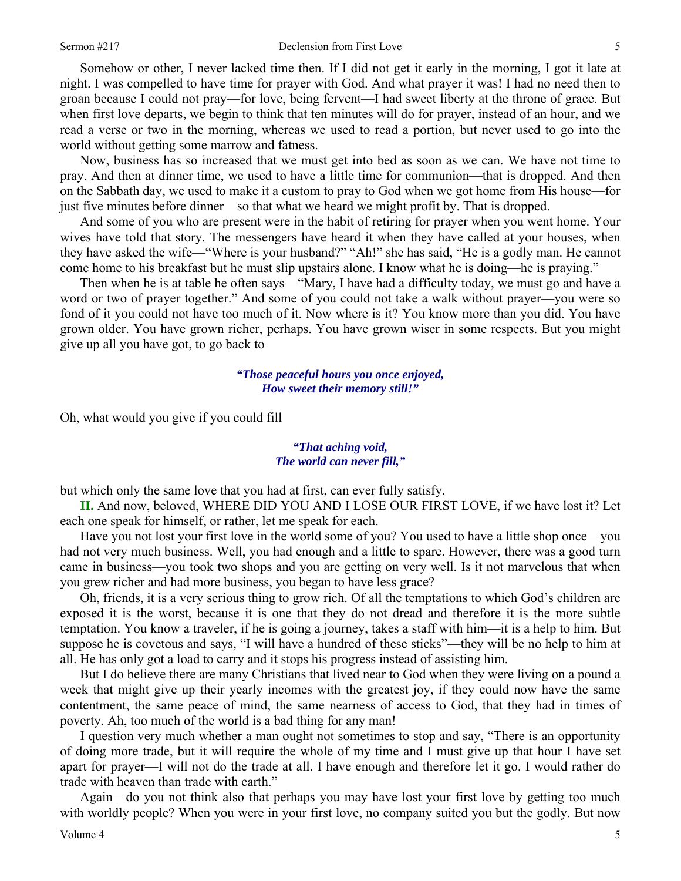Somehow or other, I never lacked time then. If I did not get it early in the morning, I got it late at night. I was compelled to have time for prayer with God. And what prayer it was! I had no need then to groan because I could not pray—for love, being fervent—I had sweet liberty at the throne of grace. But when first love departs, we begin to think that ten minutes will do for prayer, instead of an hour, and we read a verse or two in the morning, whereas we used to read a portion, but never used to go into the world without getting some marrow and fatness.

Now, business has so increased that we must get into bed as soon as we can. We have not time to pray. And then at dinner time, we used to have a little time for communion—that is dropped. And then on the Sabbath day, we used to make it a custom to pray to God when we got home from His house—for just five minutes before dinner—so that what we heard we might profit by. That is dropped.

And some of you who are present were in the habit of retiring for prayer when you went home. Your wives have told that story. The messengers have heard it when they have called at your houses, when they have asked the wife—"Where is your husband?" "Ah!" she has said, "He is a godly man. He cannot come home to his breakfast but he must slip upstairs alone. I know what he is doing—he is praying."

Then when he is at table he often says—"Mary, I have had a difficulty today, we must go and have a word or two of prayer together." And some of you could not take a walk without prayer—you were so fond of it you could not have too much of it. Now where is it? You know more than you did. You have grown older. You have grown richer, perhaps. You have grown wiser in some respects. But you might give up all you have got, to go back to

> ***"Those peaceful hours you once enjoyed,***
> ***How sweet their memory still!"***

Oh, what would you give if you could fill

> ***"That aching void,***
> ***The world can never fill,"***

but which only the same love that you had at first, can ever fully satisfy.

**II.** And now, beloved, WHERE DID YOU AND I LOSE OUR FIRST LOVE, if we have lost it? Let each one speak for himself, or rather, let me speak for each.

Have you not lost your first love in the world some of you? You used to have a little shop once—you had not very much business. Well, you had enough and a little to spare. However, there was a good turn came in business—you took two shops and you are getting on very well. Is it not marvelous that when you grew richer and had more business, you began to have less grace?

Oh, friends, it is a very serious thing to grow rich. Of all the temptations to which God's children are exposed it is the worst, because it is one that they do not dread and therefore it is the more subtle temptation. You know a traveler, if he is going a journey, takes a staff with him—it is a help to him. But suppose he is covetous and says, "I will have a hundred of these sticks"—they will be no help to him at all. He has only got a load to carry and it stops his progress instead of assisting him.

But I do believe there are many Christians that lived near to God when they were living on a pound a week that might give up their yearly incomes with the greatest joy, if they could now have the same contentment, the same peace of mind, the same nearness of access to God, that they had in times of poverty. Ah, too much of the world is a bad thing for any man!

I question very much whether a man ought not sometimes to stop and say, "There is an opportunity of doing more trade, but it will require the whole of my time and I must give up that hour I have set apart for prayer—I will not do the trade at all. I have enough and therefore let it go. I would rather do trade with heaven than trade with earth."

Again—do you not think also that perhaps you may have lost your first love by getting too much with worldly people? When you were in your first love, no company suited you but the godly. But now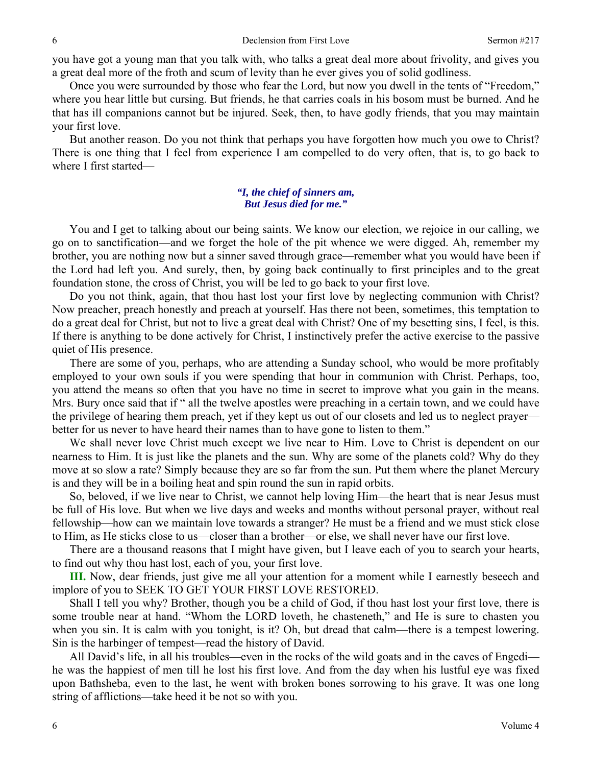you have got a young man that you talk with, who talks a great deal more about frivolity, and gives you a great deal more of the froth and scum of levity than he ever gives you of solid godliness.

Once you were surrounded by those who fear the Lord, but now you dwell in the tents of "Freedom," where you hear little but cursing. But friends, he that carries coals in his bosom must be burned. And he that has ill companions cannot but be injured. Seek, then, to have godly friends, that you may maintain your first love.

But another reason. Do you not think that perhaps you have forgotten how much you owe to Christ? There is one thing that I feel from experience I am compelled to do very often, that is, to go back to where I first started—

*"I, the chief of sinners am,*
*But Jesus died for me."*

You and I get to talking about our being saints. We know our election, we rejoice in our calling, we go on to sanctification—and we forget the hole of the pit whence we were digged. Ah, remember my brother, you are nothing now but a sinner saved through grace—remember what you would have been if the Lord had left you. And surely, then, by going back continually to first principles and to the great foundation stone, the cross of Christ, you will be led to go back to your first love.

Do you not think, again, that thou hast lost your first love by neglecting communion with Christ? Now preacher, preach honestly and preach at yourself. Has there not been, sometimes, this temptation to do a great deal for Christ, but not to live a great deal with Christ? One of my besetting sins, I feel, is this. If there is anything to be done actively for Christ, I instinctively prefer the active exercise to the passive quiet of His presence.

There are some of you, perhaps, who are attending a Sunday school, who would be more profitably employed to your own souls if you were spending that hour in communion with Christ. Perhaps, too, you attend the means so often that you have no time in secret to improve what you gain in the means. Mrs. Bury once said that if " all the twelve apostles were preaching in a certain town, and we could have the privilege of hearing them preach, yet if they kept us out of our closets and led us to neglect prayer—better for us never to have heard their names than to have gone to listen to them."

We shall never love Christ much except we live near to Him. Love to Christ is dependent on our nearness to Him. It is just like the planets and the sun. Why are some of the planets cold? Why do they move at so slow a rate? Simply because they are so far from the sun. Put them where the planet Mercury is and they will be in a boiling heat and spin round the sun in rapid orbits.

So, beloved, if we live near to Christ, we cannot help loving Him—the heart that is near Jesus must be full of His love. But when we live days and weeks and months without personal prayer, without real fellowship—how can we maintain love towards a stranger? He must be a friend and we must stick close to Him, as He sticks close to us—closer than a brother—or else, we shall never have our first love.

There are a thousand reasons that I might have given, but I leave each of you to search your hearts, to find out why thou hast lost, each of you, your first love.

**III.** Now, dear friends, just give me all your attention for a moment while I earnestly beseech and implore of you to SEEK TO GET YOUR FIRST LOVE RESTORED.

Shall I tell you why? Brother, though you be a child of God, if thou hast lost your first love, there is some trouble near at hand. "Whom the LORD loveth, he chasteneth," and He is sure to chasten you when you sin. It is calm with you tonight, is it? Oh, but dread that calm—there is a tempest lowering. Sin is the harbinger of tempest—read the history of David.

All David's life, in all his troubles—even in the rocks of the wild goats and in the caves of Engedi—he was the happiest of men till he lost his first love. And from the day when his lustful eye was fixed upon Bathsheba, even to the last, he went with broken bones sorrowing to his grave. It was one long string of afflictions—take heed it be not so with you.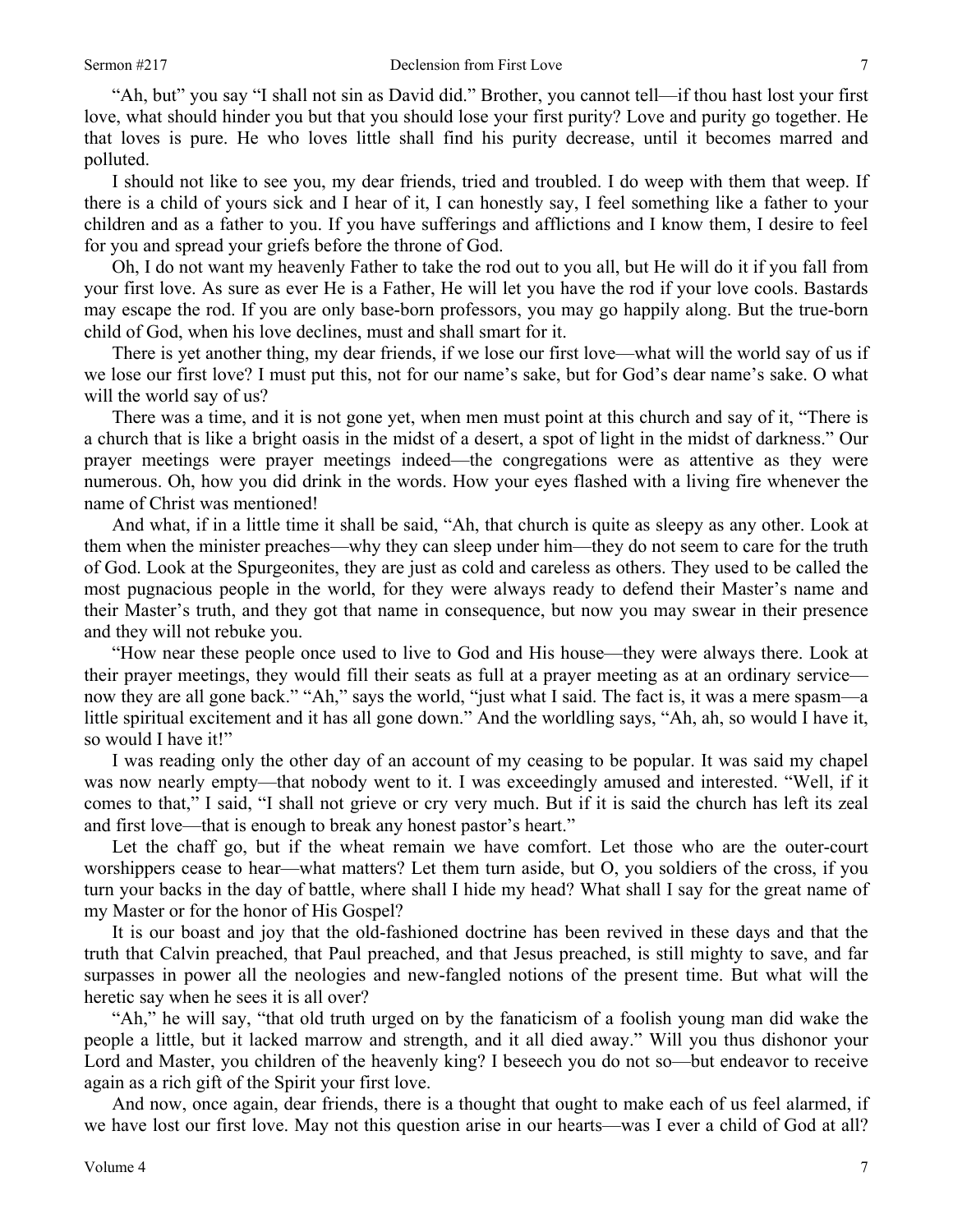"Ah, but" you say "I shall not sin as David did." Brother, you cannot tell—if thou hast lost your first love, what should hinder you but that you should lose your first purity? Love and purity go together. He that loves is pure. He who loves little shall find his purity decrease, until it becomes marred and polluted.

I should not like to see you, my dear friends, tried and troubled. I do weep with them that weep. If there is a child of yours sick and I hear of it, I can honestly say, I feel something like a father to your children and as a father to you. If you have sufferings and afflictions and I know them, I desire to feel for you and spread your griefs before the throne of God.

Oh, I do not want my heavenly Father to take the rod out to you all, but He will do it if you fall from your first love. As sure as ever He is a Father, He will let you have the rod if your love cools. Bastards may escape the rod. If you are only base-born professors, you may go happily along. But the true-born child of God, when his love declines, must and shall smart for it.

There is yet another thing, my dear friends, if we lose our first love—what will the world say of us if we lose our first love? I must put this, not for our name's sake, but for God's dear name's sake. O what will the world say of us?

There was a time, and it is not gone yet, when men must point at this church and say of it, "There is a church that is like a bright oasis in the midst of a desert, a spot of light in the midst of darkness." Our prayer meetings were prayer meetings indeed—the congregations were as attentive as they were numerous. Oh, how you did drink in the words. How your eyes flashed with a living fire whenever the name of Christ was mentioned!

And what, if in a little time it shall be said, "Ah, that church is quite as sleepy as any other. Look at them when the minister preaches—why they can sleep under him—they do not seem to care for the truth of God. Look at the Spurgeonites, they are just as cold and careless as others. They used to be called the most pugnacious people in the world, for they were always ready to defend their Master's name and their Master's truth, and they got that name in consequence, but now you may swear in their presence and they will not rebuke you.

"How near these people once used to live to God and His house—they were always there. Look at their prayer meetings, they would fill their seats as full at a prayer meeting as at an ordinary service—now they are all gone back." "Ah," says the world, "just what I said. The fact is, it was a mere spasm—a little spiritual excitement and it has all gone down." And the worldling says, "Ah, ah, so would I have it, so would I have it!"

I was reading only the other day of an account of my ceasing to be popular. It was said my chapel was now nearly empty—that nobody went to it. I was exceedingly amused and interested. "Well, if it comes to that," I said, "I shall not grieve or cry very much. But if it is said the church has left its zeal and first love—that is enough to break any honest pastor's heart."

Let the chaff go, but if the wheat remain we have comfort. Let those who are the outer-court worshippers cease to hear—what matters? Let them turn aside, but O, you soldiers of the cross, if you turn your backs in the day of battle, where shall I hide my head? What shall I say for the great name of my Master or for the honor of His Gospel?

It is our boast and joy that the old-fashioned doctrine has been revived in these days and that the truth that Calvin preached, that Paul preached, and that Jesus preached, is still mighty to save, and far surpasses in power all the neologies and new-fangled notions of the present time. But what will the heretic say when he sees it is all over?

"Ah," he will say, "that old truth urged on by the fanaticism of a foolish young man did wake the people a little, but it lacked marrow and strength, and it all died away." Will you thus dishonor your Lord and Master, you children of the heavenly king? I beseech you do not so—but endeavor to receive again as a rich gift of the Spirit your first love.

And now, once again, dear friends, there is a thought that ought to make each of us feel alarmed, if we have lost our first love. May not this question arise in our hearts—was I ever a child of God at all?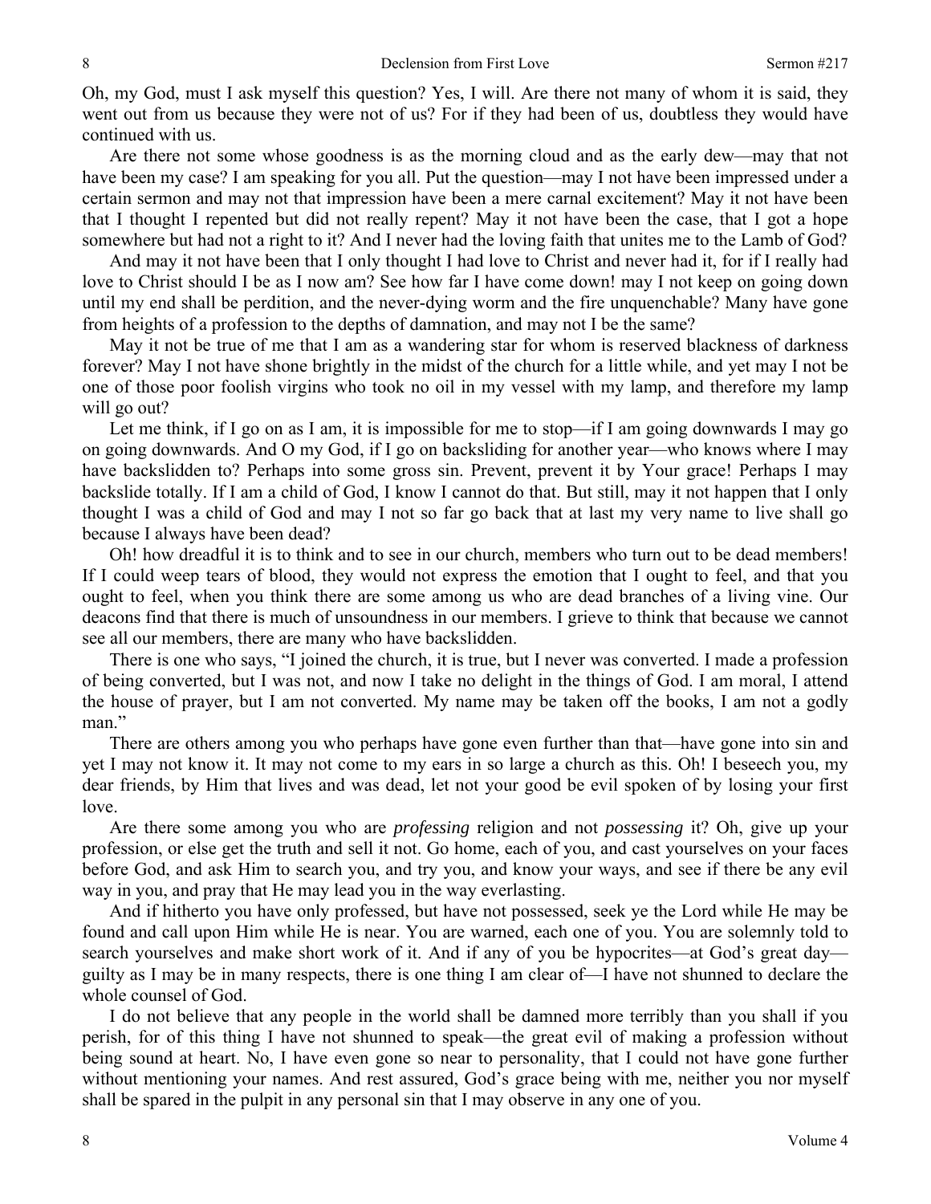Oh, my God, must I ask myself this question? Yes, I will. Are there not many of whom it is said, they went out from us because they were not of us? For if they had been of us, doubtless they would have continued with us.

Are there not some whose goodness is as the morning cloud and as the early dew—may that not have been my case? I am speaking for you all. Put the question—may I not have been impressed under a certain sermon and may not that impression have been a mere carnal excitement? May it not have been that I thought I repented but did not really repent? May it not have been the case, that I got a hope somewhere but had not a right to it? And I never had the loving faith that unites me to the Lamb of God?

And may it not have been that I only thought I had love to Christ and never had it, for if I really had love to Christ should I be as I now am? See how far I have come down! may I not keep on going down until my end shall be perdition, and the never-dying worm and the fire unquenchable? Many have gone from heights of a profession to the depths of damnation, and may not I be the same?

May it not be true of me that I am as a wandering star for whom is reserved blackness of darkness forever? May I not have shone brightly in the midst of the church for a little while, and yet may I not be one of those poor foolish virgins who took no oil in my vessel with my lamp, and therefore my lamp will go out?

Let me think, if I go on as I am, it is impossible for me to stop—if I am going downwards I may go on going downwards. And O my God, if I go on backsliding for another year—who knows where I may have backslidden to? Perhaps into some gross sin. Prevent, prevent it by Your grace! Perhaps I may backslide totally. If I am a child of God, I know I cannot do that. But still, may it not happen that I only thought I was a child of God and may I not so far go back that at last my very name to live shall go because I always have been dead?

Oh! how dreadful it is to think and to see in our church, members who turn out to be dead members! If I could weep tears of blood, they would not express the emotion that I ought to feel, and that you ought to feel, when you think there are some among us who are dead branches of a living vine. Our deacons find that there is much of unsoundness in our members. I grieve to think that because we cannot see all our members, there are many who have backslidden.

There is one who says, "I joined the church, it is true, but I never was converted. I made a profession of being converted, but I was not, and now I take no delight in the things of God. I am moral, I attend the house of prayer, but I am not converted. My name may be taken off the books, I am not a godly man."

There are others among you who perhaps have gone even further than that—have gone into sin and yet I may not know it. It may not come to my ears in so large a church as this. Oh! I beseech you, my dear friends, by Him that lives and was dead, let not your good be evil spoken of by losing your first love.

Are there some among you who are *professing* religion and not *possessing* it? Oh, give up your profession, or else get the truth and sell it not. Go home, each of you, and cast yourselves on your faces before God, and ask Him to search you, and try you, and know your ways, and see if there be any evil way in you, and pray that He may lead you in the way everlasting.

And if hitherto you have only professed, but have not possessed, seek ye the Lord while He may be found and call upon Him while He is near. You are warned, each one of you. You are solemnly told to search yourselves and make short work of it. And if any of you be hypocrites—at God's great day—guilty as I may be in many respects, there is one thing I am clear of—I have not shunned to declare the whole counsel of God.

I do not believe that any people in the world shall be damned more terribly than you shall if you perish, for of this thing I have not shunned to speak—the great evil of making a profession without being sound at heart. No, I have even gone so near to personality, that I could not have gone further without mentioning your names. And rest assured, God's grace being with me, neither you nor myself shall be spared in the pulpit in any personal sin that I may observe in any one of you.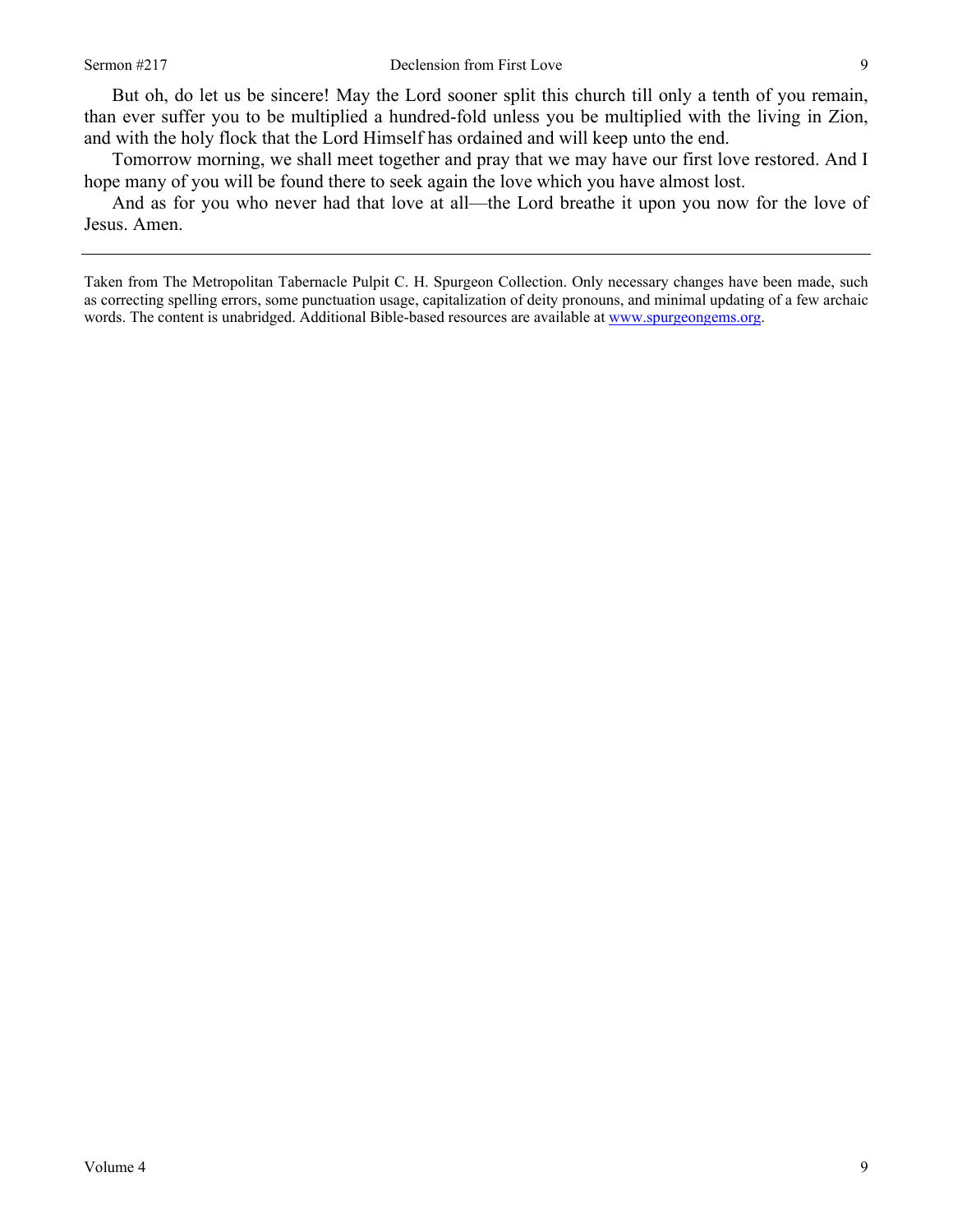But oh, do let us be sincere! May the Lord sooner split this church till only a tenth of you remain, than ever suffer you to be multiplied a hundred-fold unless you be multiplied with the living in Zion, and with the holy flock that the Lord Himself has ordained and will keep unto the end.

Tomorrow morning, we shall meet together and pray that we may have our first love restored. And I hope many of you will be found there to seek again the love which you have almost lost.

And as for you who never had that love at all—the Lord breathe it upon you now for the love of Jesus. Amen.

---

Taken from The Metropolitan Tabernacle Pulpit C. H. Spurgeon Collection. Only necessary changes have been made, such as correcting spelling errors, some punctuation usage, capitalization of deity pronouns, and minimal updating of a few archaic words. The content is unabridged. Additional Bible-based resources are available at www.spurgeongems.org.